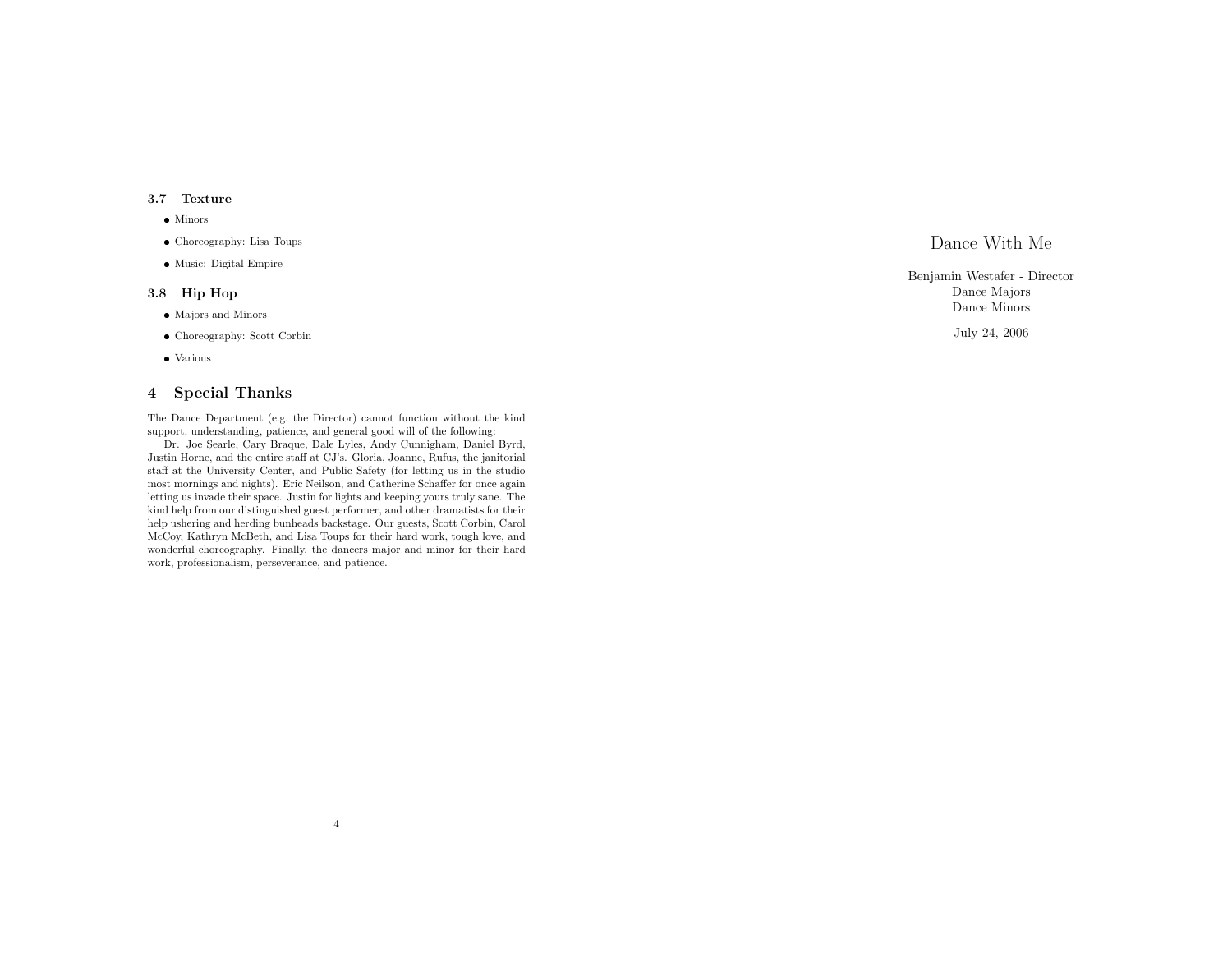### 3.7 Texture

- Minors
- Choreography: Lisa Toups
- Music: Digital Empire

### 3.8 Hip Hop

- Majors and Minors
- Choreography: Scott Corbin
- Various

## 4 Special Thanks

The Dance Department (e.g. the Director) cannot function without the kind support, understanding, patience, and general good will of the following:

Dr. Joe Searle, Cary Braque, Dale Lyles, Andy Cunnigham, Daniel Byrd, Justin Horne, and the entire staff at CJ's. Gloria, Joanne, Rufus, the janitorial staff at the University Center, and Public Safety (for letting us in the studio most mornings and nights). Eric Neilson, and Catherine Schaffer for once again letting us invade their space. Justin for lights and keeping yours truly sane. The kind help from our distinguished guest performer, and other dramatists for their help ushering and herding bunheads backstage. Our guests, Scott Corbin, Carol McCoy, Kathryn McBeth, and Lisa Toups for their hard work, tough love, and wonderful choreography. Finally, the dancers major and minor for their hard work, professionalism, perseverance, and patience.

# Dance With Me

Benjamin Westafer - Director
Dance Majors
Dance Minors

July 24, 2006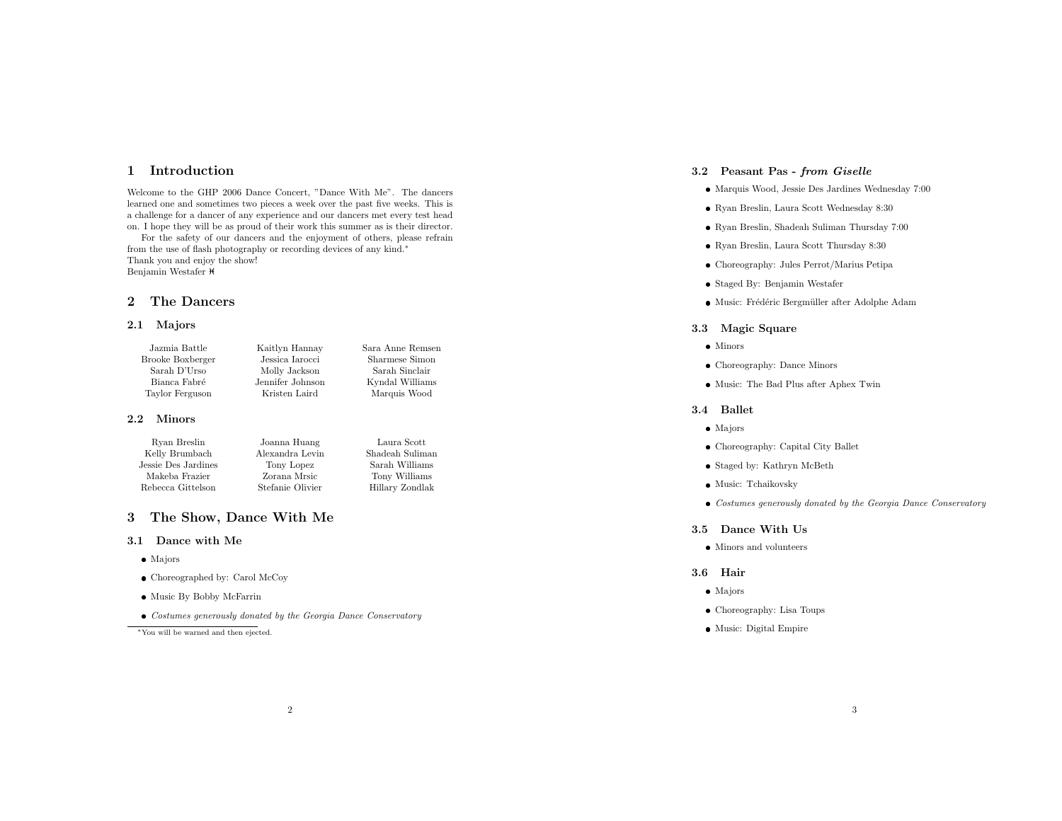# 1 Introduction

Welcome to the GHP 2006 Dance Concert, "Dance With Me". The dancers learned one and sometimes two pieces a week over the past five weeks. This is a challenge for a dancer of any experience and our dancers met every test head on. I hope they will be as proud of their work this summer as is their director.

For the safety of our dancers and the enjoyment of others, please refrain from the use of flash photography or recording devices of any kind.*

Thank you and enjoy the show!
Benjamin Westafer ⋈

# 2 The Dancers

## 2.1 Majors

| | | |
|---|---|---|
| Jazmia Battle | Kaitlyn Hannay | Sara Anne Remsen |
| Brooke Boxberger | Jessica Iarocci | Sharmese Simon |
| Sarah D'Urso | Molly Jackson | Sarah Sinclair |
| Bianca Fabré | Jennifer Johnson | Kyndal Williams |
| Taylor Ferguson | Kristen Laird | Marquis Wood |

## 2.2 Minors

| | | |
|---|---|---|
| Ryan Breslin | Joanna Huang | Laura Scott |
| Kelly Brumbach | Alexandra Levin | Shadeah Suliman |
| Jessie Des Jardines | Tony Lopez | Sarah Williams |
| Makeba Frazier | Zorana Mrsic | Tony Williams |
| Rebecca Gittelson | Stefanie Olivier | Hillary Zondlak |

# 3 The Show, Dance With Me

## 3.1 Dance with Me

- Majors
- Choreographed by: Carol McCoy
- Music By Bobby McFarrin
- *Costumes generously donated by the Georgia Dance Conservatory*

*You will be warned and then ejected.

## 3.2 Peasant Pas - *from Giselle*

- Marquis Wood, Jessie Des Jardines Wednesday 7:00
- Ryan Breslin, Laura Scott Wednesday 8:30
- Ryan Breslin, Shadeah Suliman Thursday 7:00
- Ryan Breslin, Laura Scott Thursday 8:30
- Choreography: Jules Perrot/Marius Petipa
- Staged By: Benjamin Westafer
- Music: Frédéric Bergmüller after Adolphe Adam

## 3.3 Magic Square

- Minors
- Choreography: Dance Minors
- Music: The Bad Plus after Aphex Twin

## 3.4 Ballet

- Majors
- Choreography: Capital City Ballet
- Staged by: Kathryn McBeth
- Music: Tchaikovsky
- *Costumes generously donated by the Georgia Dance Conservatory*

## 3.5 Dance With Us

- Minors and volunteers

## 3.6 Hair

- Majors
- Choreography: Lisa Toups
- Music: Digital Empire